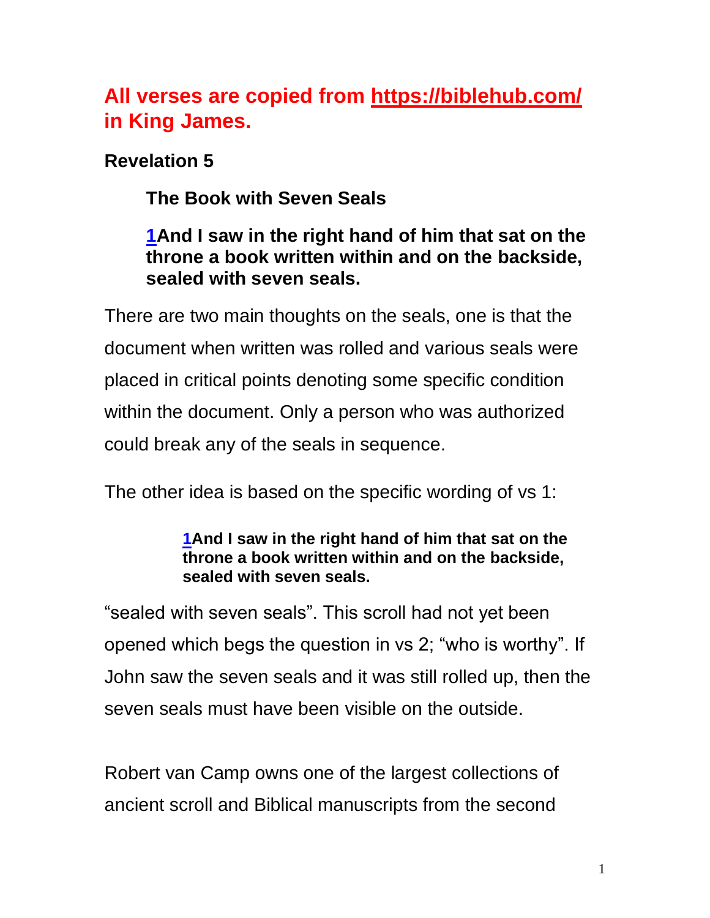**All verses are copied from [https://biblehub.com/](https://biblehub.com/) in King James.**

**Revelation 5**

**The Book with Seven Seals**

> **1And I saw in the right hand of him that sat on the throne a book written within and on the backside, sealed with seven seals.**

There are two main thoughts on the seals, one is that the document when written was rolled and various seals were placed in critical points denoting some specific condition within the document. Only a person who was authorized could break any of the seals in sequence.

The other idea is based on the specific wording of vs 1:

> **1And I saw in the right hand of him that sat on the throne a book written within and on the backside, sealed with seven seals.**

"sealed with seven seals". This scroll had not yet been opened which begs the question in vs 2; "who is worthy". If John saw the seven seals and it was still rolled up, then the seven seals must have been visible on the outside.

Robert van Camp owns one of the largest collections of ancient scroll and Biblical manuscripts from the second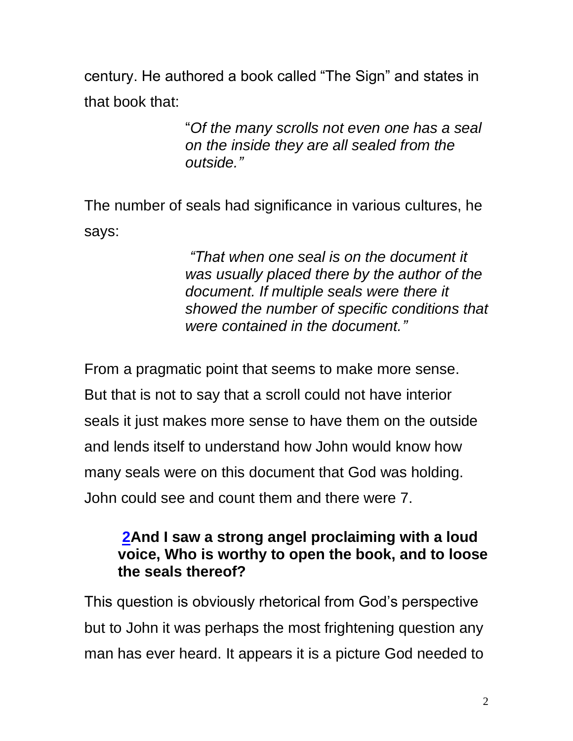century. He authored a book called "The Sign" and states in that book that:

> "*Of the many scrolls not even one has a seal on the inside they are all sealed from the outside."*

The number of seals had significance in various cultures, he says:

> *"That when one seal is on the document it was usually placed there by the author of the document. If multiple seals were there it showed the number of specific conditions that were contained in the document."*

From a pragmatic point that seems to make more sense. But that is not to say that a scroll could not have interior seals it just makes more sense to have them on the outside and lends itself to understand how John would know how many seals were on this document that God was holding. John could see and count them and there were 7.

> **2And I saw a strong angel proclaiming with a loud voice, Who is worthy to open the book, and to loose the seals thereof?**

This question is obviously rhetorical from God's perspective but to John it was perhaps the most frightening question any man has ever heard. It appears it is a picture God needed to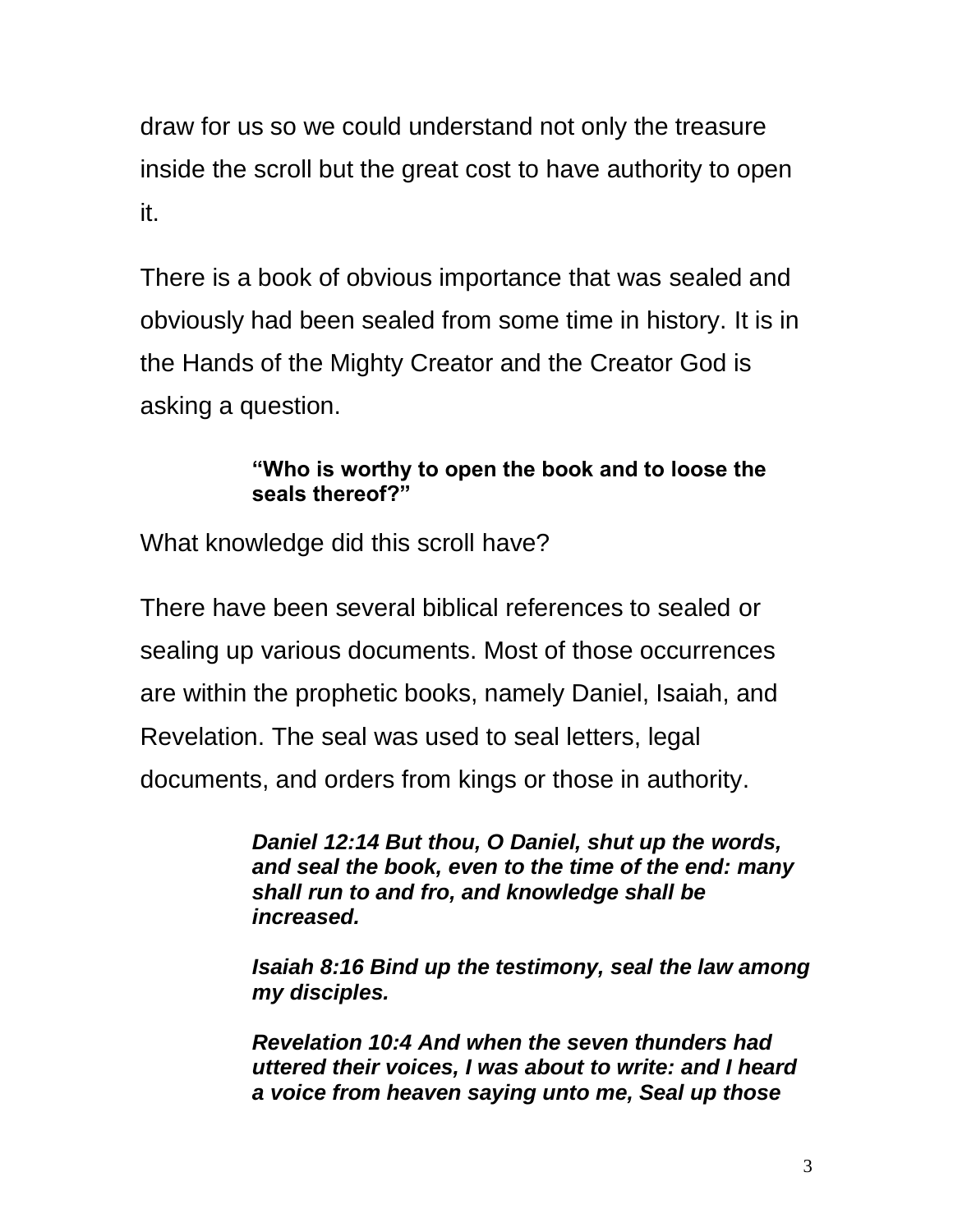draw for us so we could understand not only the treasure inside the scroll but the great cost to have authority to open it.

There is a book of obvious importance that was sealed and obviously had been sealed from some time in history. It is in the Hands of the Mighty Creator and the Creator God is asking a question.

> **"Who is worthy to open the book and to loose the seals thereof?"**

What knowledge did this scroll have?

There have been several biblical references to sealed or sealing up various documents. Most of those occurrences are within the prophetic books, namely Daniel, Isaiah, and Revelation. The seal was used to seal letters, legal documents, and orders from kings or those in authority.

> ***Daniel 12:14 But thou, O Daniel, shut up the words, and seal the book, even to the time of the end: many shall run to and fro, and knowledge shall be increased.***
>
> ***Isaiah 8:16 Bind up the testimony, seal the law among my disciples.***
>
> ***Revelation 10:4 And when the seven thunders had uttered their voices, I was about to write: and I heard a voice from heaven saying unto me, Seal up those***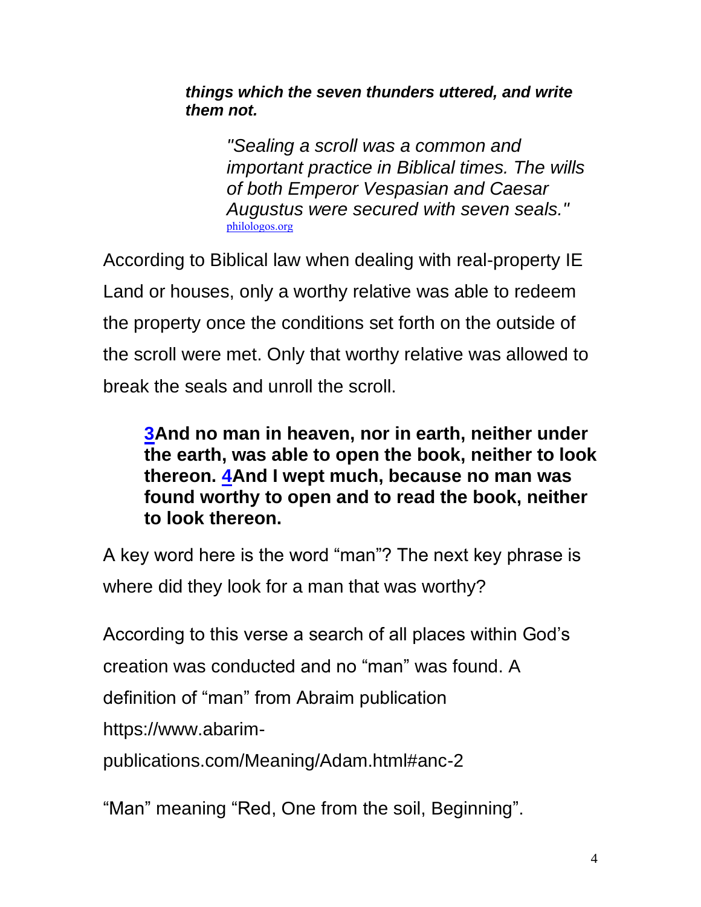***things which the seven thunders uttered, and write them not.***

> *"Sealing a scroll was a common and important practice in Biblical times. The wills of both Emperor Vespasian and Caesar Augustus were secured with seven seals."* philologos.org

According to Biblical law when dealing with real-property IE Land or houses, only a worthy relative was able to redeem the property once the conditions set forth on the outside of the scroll were met. Only that worthy relative was allowed to break the seals and unroll the scroll.

> **3And no man in heaven, nor in earth, neither under the earth, was able to open the book, neither to look thereon. 4And I wept much, because no man was found worthy to open and to read the book, neither to look thereon.**

A key word here is the word "man"? The next key phrase is where did they look for a man that was worthy?

According to this verse a search of all places within God's creation was conducted and no "man" was found. A definition of "man" from Abraim publication https://www.abarim-publications.com/Meaning/Adam.html#anc-2

"Man" meaning "Red, One from the soil, Beginning".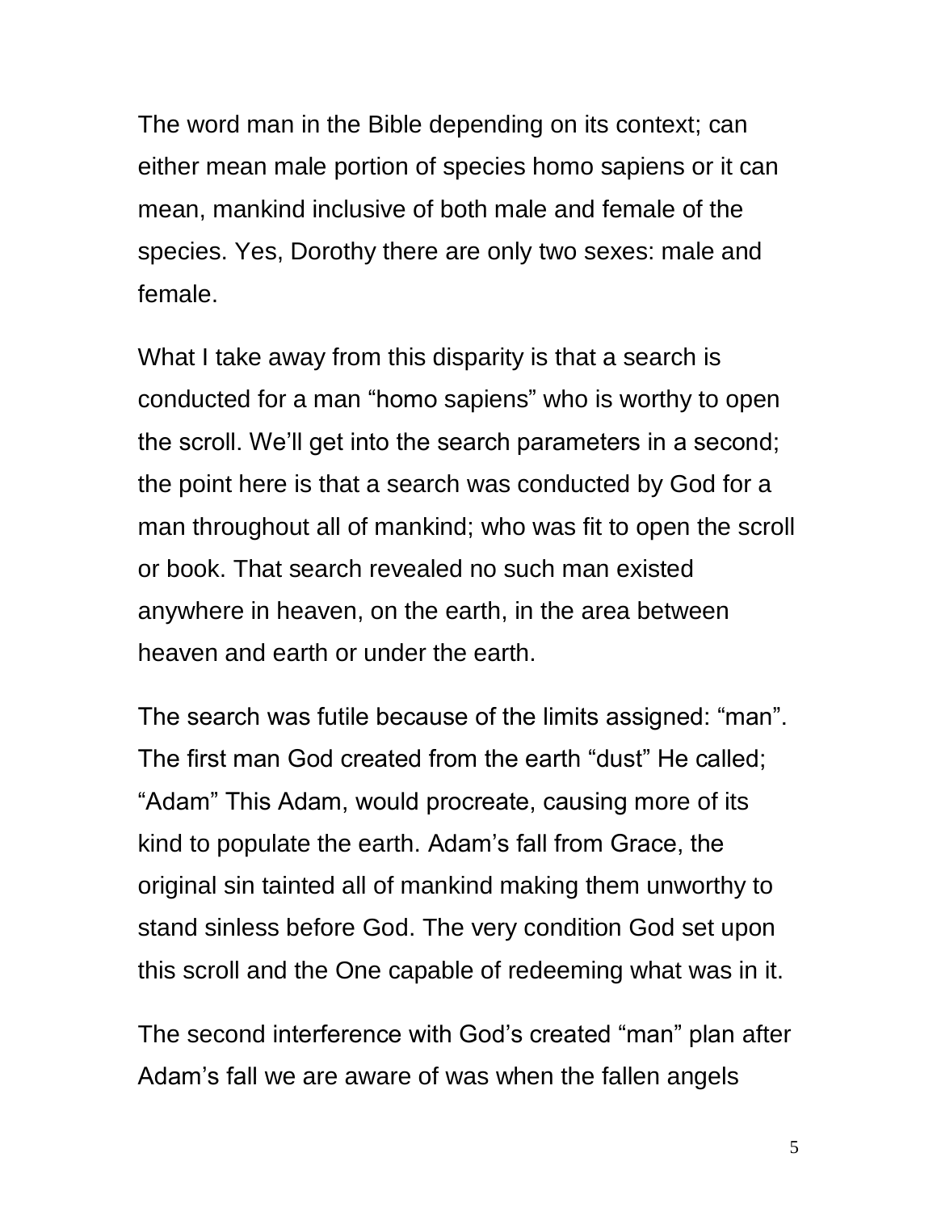The word man in the Bible depending on its context; can either mean male portion of species homo sapiens or it can mean, mankind inclusive of both male and female of the species. Yes, Dorothy there are only two sexes: male and female.

What I take away from this disparity is that a search is conducted for a man “homo sapiens” who is worthy to open the scroll. We’ll get into the search parameters in a second; the point here is that a search was conducted by God for a man throughout all of mankind; who was fit to open the scroll or book. That search revealed no such man existed anywhere in heaven, on the earth, in the area between heaven and earth or under the earth.

The search was futile because of the limits assigned: “man”. The first man God created from the earth “dust” He called; “Adam” This Adam, would procreate, causing more of its kind to populate the earth. Adam’s fall from Grace, the original sin tainted all of mankind making them unworthy to stand sinless before God. The very condition God set upon this scroll and the One capable of redeeming what was in it.

The second interference with God’s created “man” plan after Adam’s fall we are aware of was when the fallen angels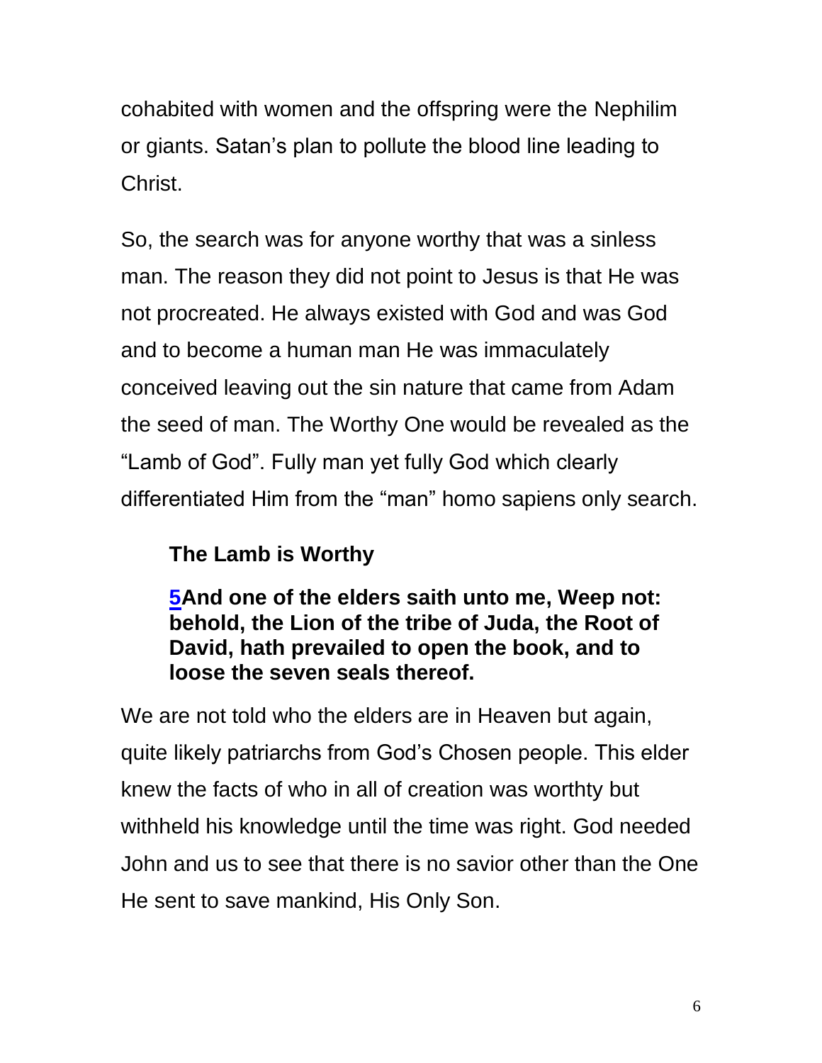cohabited with women and the offspring were the Nephilim or giants. Satan's plan to pollute the blood line leading to Christ.

So, the search was for anyone worthy that was a sinless man. The reason they did not point to Jesus is that He was not procreated. He always existed with God and was God and to become a human man He was immaculately conceived leaving out the sin nature that came from Adam the seed of man. The Worthy One would be revealed as the "Lamb of God". Fully man yet fully God which clearly differentiated Him from the "man" homo sapiens only search.

**The Lamb is Worthy**

**5And one of the elders saith unto me, Weep not: behold, the Lion of the tribe of Juda, the Root of David, hath prevailed to open the book, and to loose the seven seals thereof.**

We are not told who the elders are in Heaven but again, quite likely patriarchs from God's Chosen people. This elder knew the facts of who in all of creation was worthty but withheld his knowledge until the time was right. God needed John and us to see that there is no savior other than the One He sent to save mankind, His Only Son.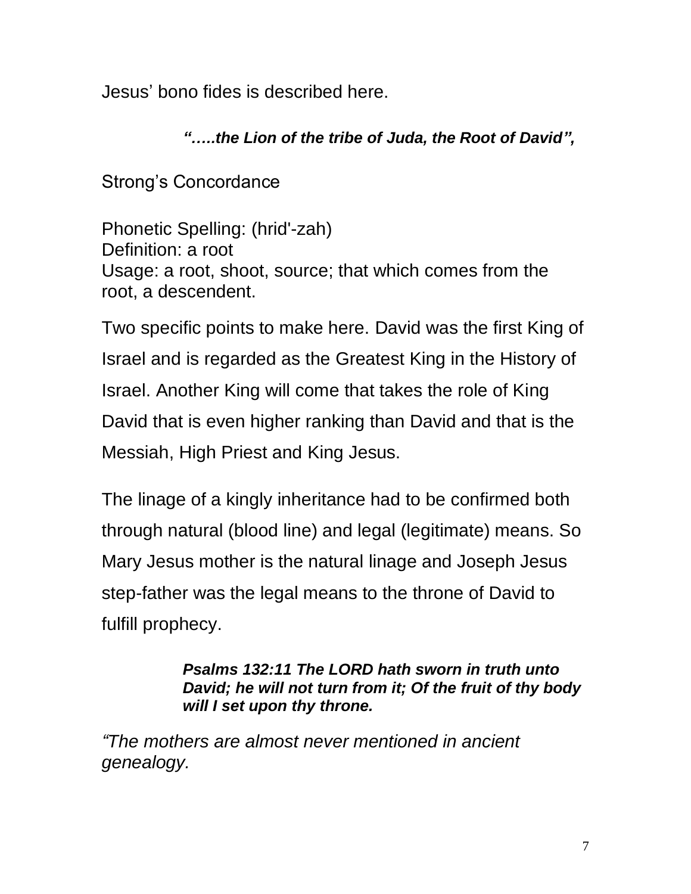Jesus' bono fides is described here.

***".....the Lion of the tribe of Juda, the Root of David",***

Strong's Concordance

Phonetic Spelling: (hrid'-zah)
Definition: a root
Usage: a root, shoot, source; that which comes from the root, a descendent.

Two specific points to make here. David was the first King of Israel and is regarded as the Greatest King in the History of Israel. Another King will come that takes the role of King David that is even higher ranking than David and that is the Messiah, High Priest and King Jesus.

The linage of a kingly inheritance had to be confirmed both through natural (blood line) and legal (legitimate) means. So Mary Jesus mother is the natural linage and Joseph Jesus step-father was the legal means to the throne of David to fulfill prophecy.

> ***Psalms 132:11 The LORD hath sworn in truth unto David; he will not turn from it; Of the fruit of thy body will I set upon thy throne.***

*"The mothers are almost never mentioned in ancient genealogy.*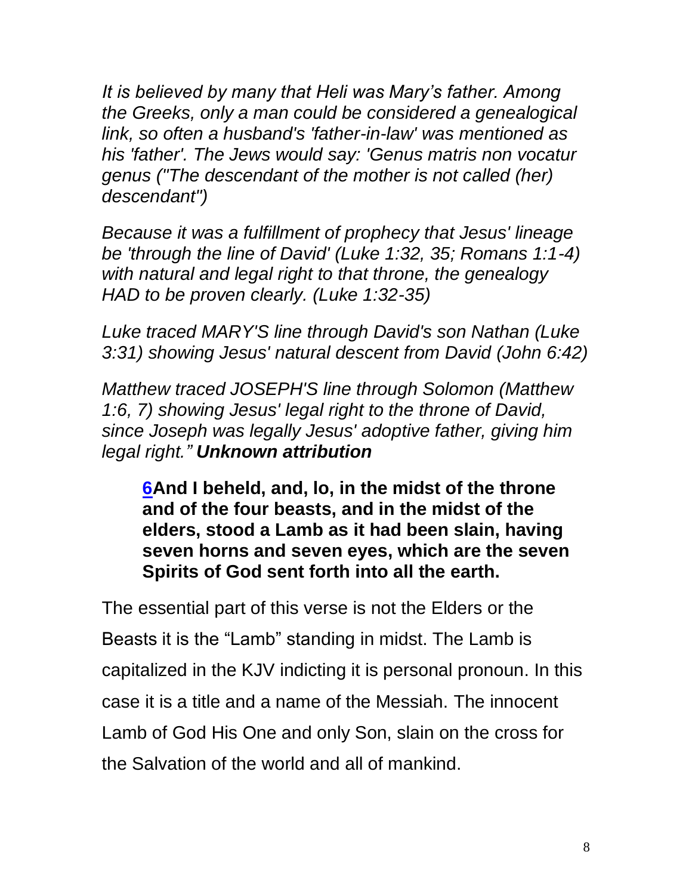*It is believed by many that Heli was Mary's father. Among the Greeks, only a man could be considered a genealogical link, so often a husband's 'father-in-law' was mentioned as his 'father'. The Jews would say: 'Genus matris non vocatur genus ("The descendant of the mother is not called (her) descendant")*

*Because it was a fulfillment of prophecy that Jesus' lineage be 'through the line of David' (Luke 1:32, 35; Romans 1:1-4) with natural and legal right to that throne, the genealogy HAD to be proven clearly. (Luke 1:32-35)*

*Luke traced MARY'S line through David's son Nathan (Luke 3:31) showing Jesus' natural descent from David (John 6:42)*

*Matthew traced JOSEPH'S line through Solomon (Matthew 1:6, 7) showing Jesus' legal right to the throne of David, since Joseph was legally Jesus' adoptive father, giving him legal right." **Unknown attribution***

> **6And I beheld, and, lo, in the midst of the throne and of the four beasts, and in the midst of the elders, stood a Lamb as it had been slain, having seven horns and seven eyes, which are the seven Spirits of God sent forth into all the earth.**

The essential part of this verse is not the Elders or the Beasts it is the "Lamb" standing in midst. The Lamb is capitalized in the KJV indicting it is personal pronoun. In this case it is a title and a name of the Messiah. The innocent Lamb of God His One and only Son, slain on the cross for the Salvation of the world and all of mankind.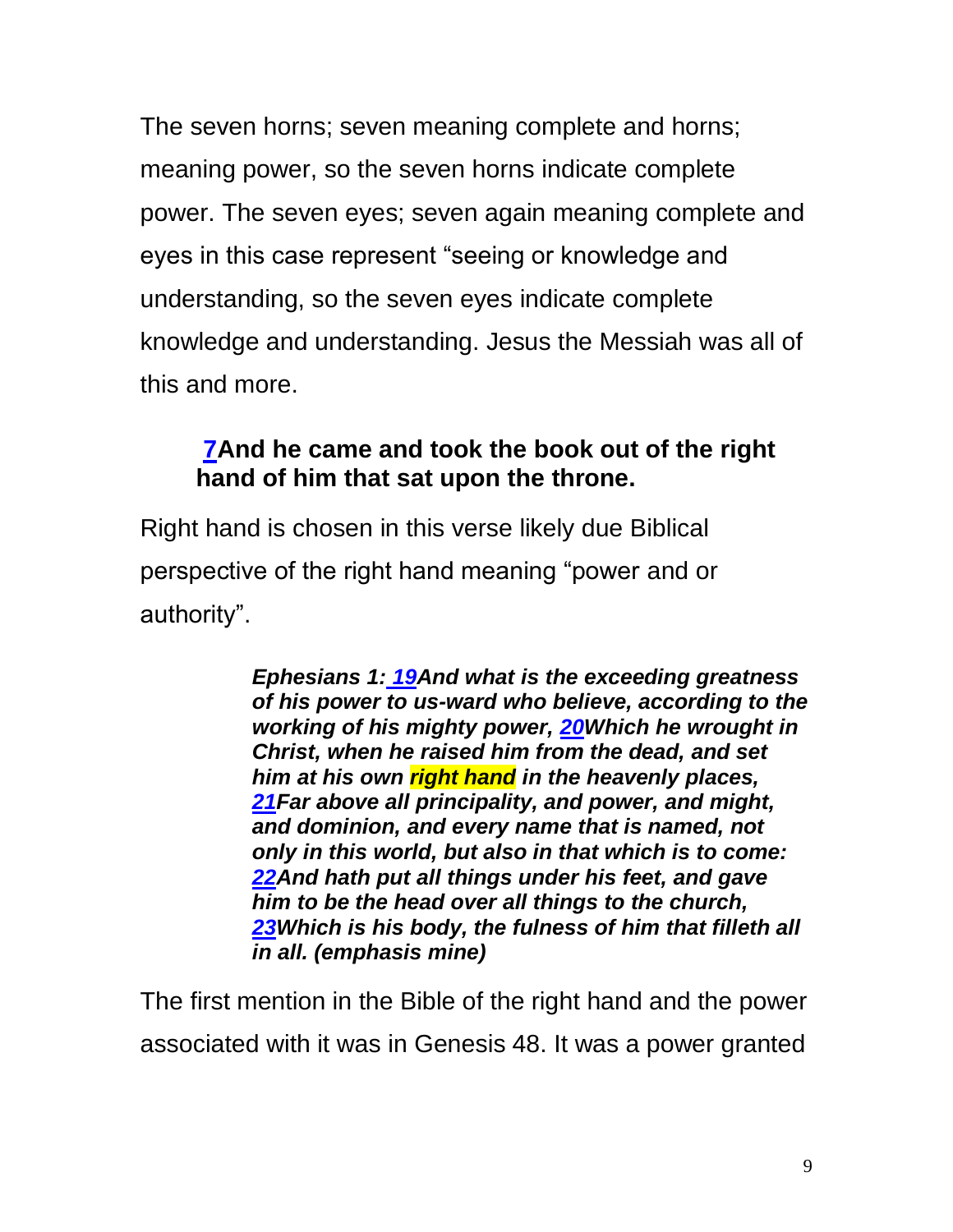The seven horns; seven meaning complete and horns; meaning power, so the seven horns indicate complete power. The seven eyes; seven again meaning complete and eyes in this case represent "seeing or knowledge and understanding, so the seven eyes indicate complete knowledge and understanding. Jesus the Messiah was all of this and more.

> **7And he came and took the book out of the right hand of him that sat upon the throne.**

Right hand is chosen in this verse likely due Biblical perspective of the right hand meaning "power and or authority".

> ***Ephesians 1: 19And what is the exceeding greatness of his power to us-ward who believe, according to the working of his mighty power, 20Which he wrought in Christ, when he raised him from the dead, and set him at his own right hand in the heavenly places, 21Far above all principality, and power, and might, and dominion, and every name that is named, not only in this world, but also in that which is to come: 22And hath put all things under his feet, and gave him to be the head over all things to the church, 23Which is his body, the fulness of him that filleth all in all. (emphasis mine)***

The first mention in the Bible of the right hand and the power associated with it was in Genesis 48. It was a power granted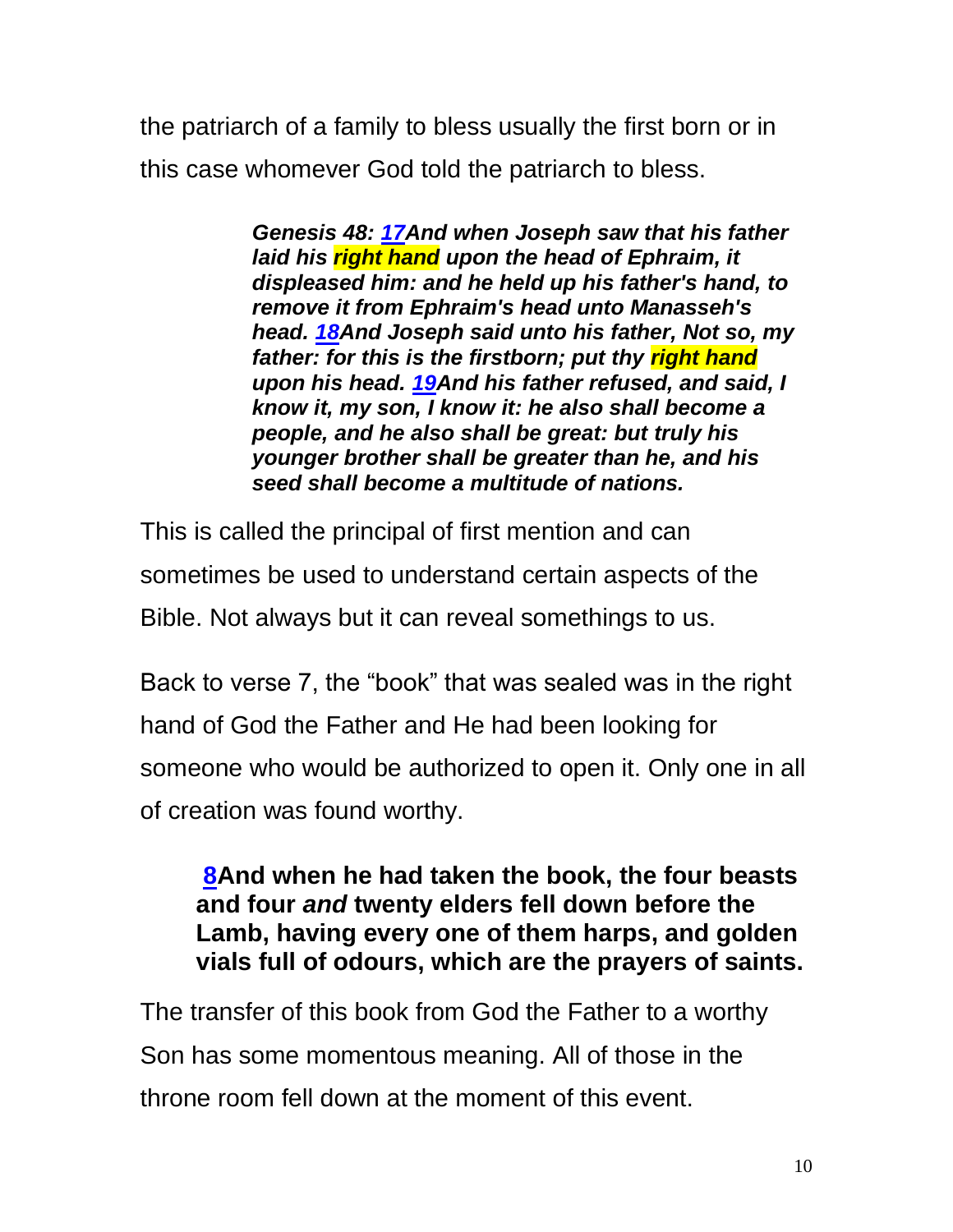the patriarch of a family to bless usually the first born or in this case whomever God told the patriarch to bless.

> ***Genesis 48: 17And when Joseph saw that his father laid his right hand upon the head of Ephraim, it displeased him: and he held up his father's hand, to remove it from Ephraim's head unto Manasseh's head. 18And Joseph said unto his father, Not so, my father: for this is the firstborn; put thy right hand upon his head. 19And his father refused, and said, I know it, my son, I know it: he also shall become a people, and he also shall be great: but truly his younger brother shall be greater than he, and his seed shall become a multitude of nations.***

This is called the principal of first mention and can sometimes be used to understand certain aspects of the Bible. Not always but it can reveal somethings to us.

Back to verse 7, the "book" that was sealed was in the right hand of God the Father and He had been looking for someone who would be authorized to open it. Only one in all of creation was found worthy.

> **8And when he had taken the book, the four beasts and four *and* twenty elders fell down before the Lamb, having every one of them harps, and golden vials full of odours, which are the prayers of saints.**

The transfer of this book from God the Father to a worthy Son has some momentous meaning. All of those in the throne room fell down at the moment of this event.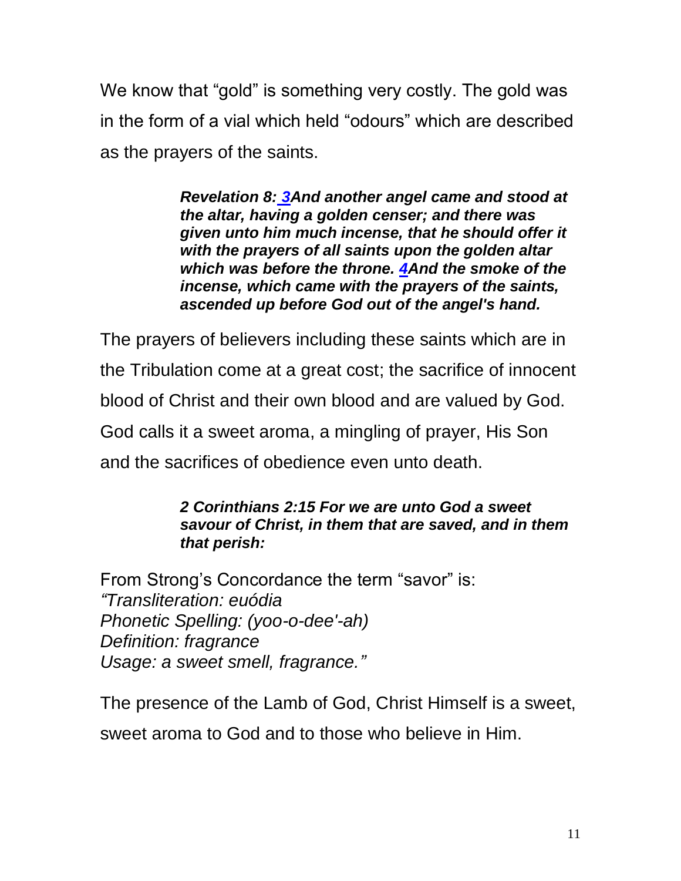We know that "gold" is something very costly. The gold was in the form of a vial which held "odours" which are described as the prayers of the saints.

> ***Revelation 8: 3And another angel came and stood at the altar, having a golden censer; and there was given unto him much incense, that he should offer it with the prayers of all saints upon the golden altar which was before the throne. 4And the smoke of the incense, which came with the prayers of the saints, ascended up before God out of the angel's hand.***

The prayers of believers including these saints which are in the Tribulation come at a great cost; the sacrifice of innocent blood of Christ and their own blood and are valued by God. God calls it a sweet aroma, a mingling of prayer, His Son and the sacrifices of obedience even unto death.

> ***2 Corinthians 2:15 For we are unto God a sweet savour of Christ, in them that are saved, and in them that perish:***

From Strong's Concordance the term "savor" is:
*"Transliteration: euódia*
*Phonetic Spelling: (yoo-o-dee'-ah)*
*Definition: fragrance*
*Usage: a sweet smell, fragrance."*

The presence of the Lamb of God, Christ Himself is a sweet, sweet aroma to God and to those who believe in Him.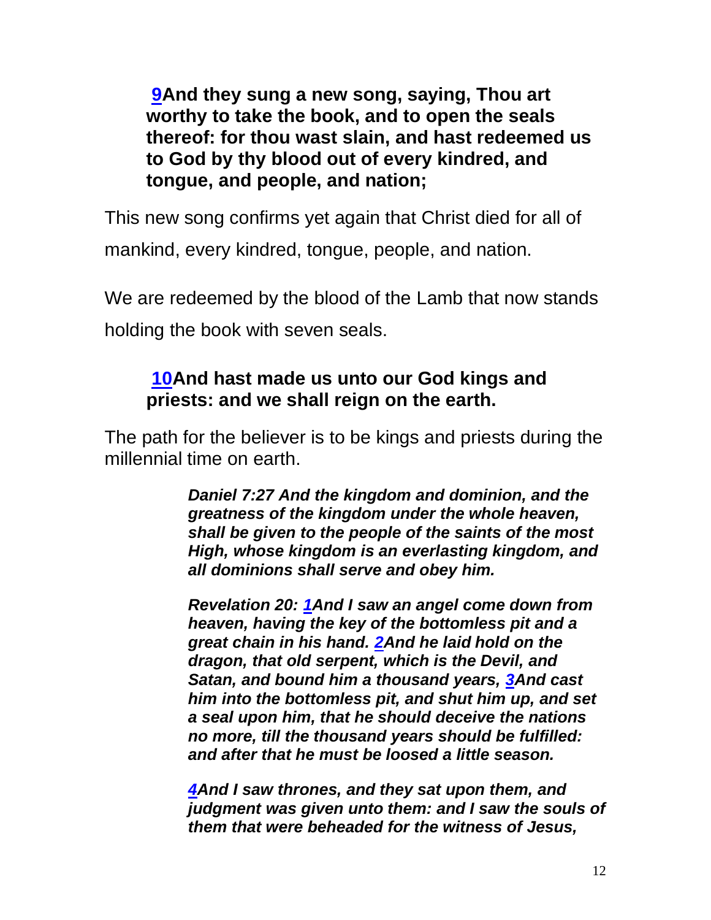**[9](#)And they sung a new song, saying, Thou art worthy to take the book, and to open the seals thereof: for thou wast slain, and hast redeemed us to God by thy blood out of every kindred, and tongue, and people, and nation;**

This new song confirms yet again that Christ died for all of mankind, every kindred, tongue, people, and nation.

We are redeemed by the blood of the Lamb that now stands holding the book with seven seals.

**[10](#)And hast made us unto our God kings and priests: and we shall reign on the earth.**

The path for the believer is to be kings and priests during the millennial time on earth.

> ***Daniel 7:27 And the kingdom and dominion, and the greatness of the kingdom under the whole heaven, shall be given to the people of the saints of the most High, whose kingdom is an everlasting kingdom, and all dominions shall serve and obey him.***
>
> ***Revelation 20: [1](#)And I saw an angel come down from heaven, having the key of the bottomless pit and a great chain in his hand. [2](#)And he laid hold on the dragon, that old serpent, which is the Devil, and Satan, and bound him a thousand years, [3](#)And cast him into the bottomless pit, and shut him up, and set a seal upon him, that he should deceive the nations no more, till the thousand years should be fulfilled: and after that he must be loosed a little season.***
>
> ***[4](#)And I saw thrones, and they sat upon them, and judgment was given unto them: and I saw the souls of them that were beheaded for the witness of Jesus,***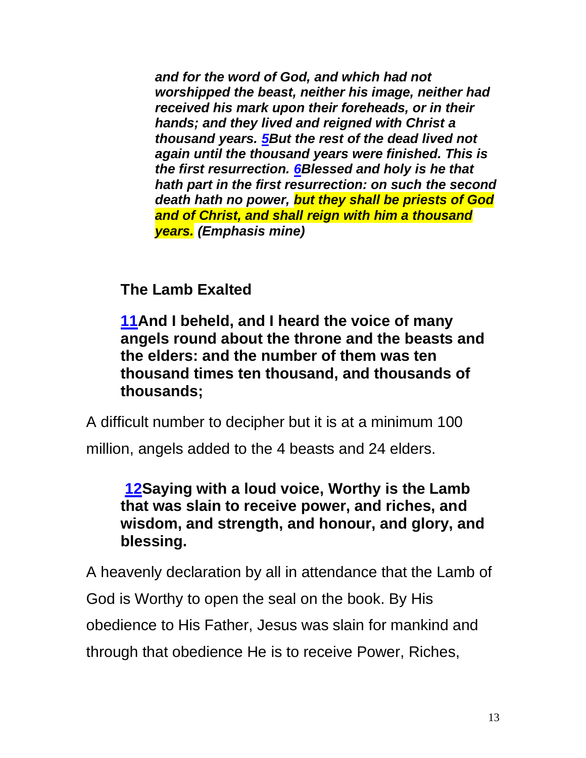***and for the word of God, and which had not worshipped the beast, neither his image, neither had received his mark upon their foreheads, or in their hands; and they lived and reigned with Christ a thousand years. 5But the rest of the dead lived not again until the thousand years were finished. This is the first resurrection. 6Blessed and holy is he that hath part in the first resurrection: on such the second death hath no power, but they shall be priests of God and of Christ, and shall reign with him a thousand years. (Emphasis mine)***

**The Lamb Exalted**

**11And I beheld, and I heard the voice of many angels round about the throne and the beasts and the elders: and the number of them was ten thousand times ten thousand, and thousands of thousands;**

A difficult number to decipher but it is at a minimum 100 million, angels added to the 4 beasts and 24 elders.

**12Saying with a loud voice, Worthy is the Lamb that was slain to receive power, and riches, and wisdom, and strength, and honour, and glory, and blessing.**

A heavenly declaration by all in attendance that the Lamb of God is Worthy to open the seal on the book. By His obedience to His Father, Jesus was slain for mankind and through that obedience He is to receive Power, Riches,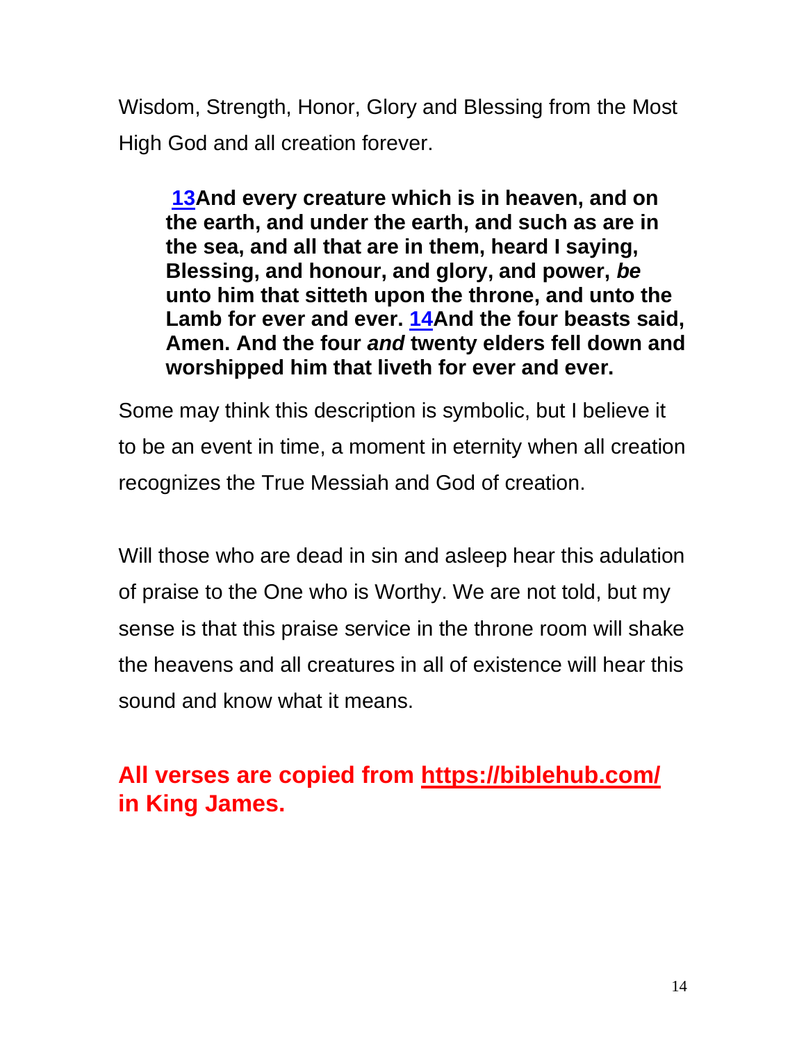Wisdom, Strength, Honor, Glory and Blessing from the Most High God and all creation forever.

> **13And every creature which is in heaven, and on the earth, and under the earth, and such as are in the sea, and all that are in them, heard I saying, Blessing, and honour, and glory, and power, *be* unto him that sitteth upon the throne, and unto the Lamb for ever and ever. 14And the four beasts said, Amen. And the four *and* twenty elders fell down and worshipped him that liveth for ever and ever.**

Some may think this description is symbolic, but I believe it to be an event in time, a moment in eternity when all creation recognizes the True Messiah and God of creation.

Will those who are dead in sin and asleep hear this adulation of praise to the One who is Worthy. We are not told, but my sense is that this praise service in the throne room will shake the heavens and all creatures in all of existence will hear this sound and know what it means.

**All verses are copied from https://biblehub.com/ in King James.**